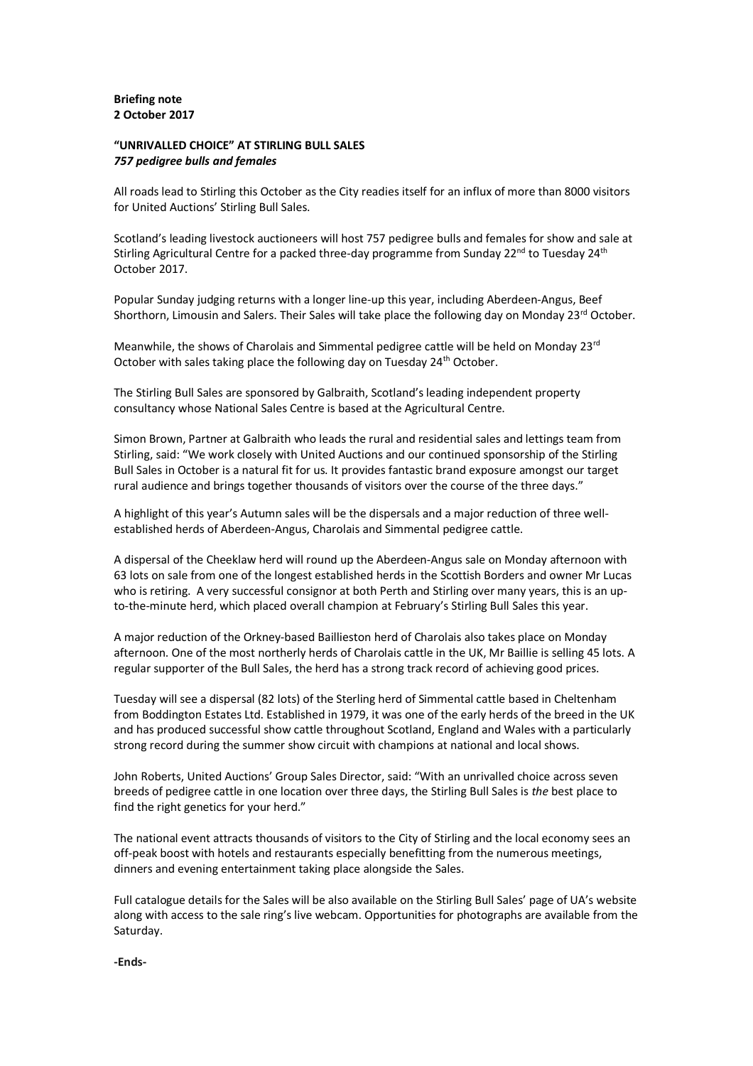**Briefing note**
**2 October 2017**

## "UNRIVALLED CHOICE" AT STIRLING BULL SALES
*757 pedigree bulls and females*

All roads lead to Stirling this October as the City readies itself for an influx of more than 8000 visitors for United Auctions' Stirling Bull Sales.

Scotland's leading livestock auctioneers will host 757 pedigree bulls and females for show and sale at Stirling Agricultural Centre for a packed three-day programme from Sunday 22nd to Tuesday 24th October 2017.

Popular Sunday judging returns with a longer line-up this year, including Aberdeen-Angus, Beef Shorthorn, Limousin and Salers. Their Sales will take place the following day on Monday 23rd October.

Meanwhile, the shows of Charolais and Simmental pedigree cattle will be held on Monday 23rd October with sales taking place the following day on Tuesday 24th October.

The Stirling Bull Sales are sponsored by Galbraith, Scotland's leading independent property consultancy whose National Sales Centre is based at the Agricultural Centre.

Simon Brown, Partner at Galbraith who leads the rural and residential sales and lettings team from Stirling, said: "We work closely with United Auctions and our continued sponsorship of the Stirling Bull Sales in October is a natural fit for us. It provides fantastic brand exposure amongst our target rural audience and brings together thousands of visitors over the course of the three days."

A highlight of this year's Autumn sales will be the dispersals and a major reduction of three well-established herds of Aberdeen-Angus, Charolais and Simmental pedigree cattle.

A dispersal of the Cheeklaw herd will round up the Aberdeen-Angus sale on Monday afternoon with 63 lots on sale from one of the longest established herds in the Scottish Borders and owner Mr Lucas who is retiring. A very successful consignor at both Perth and Stirling over many years, this is an up-to-the-minute herd, which placed overall champion at February's Stirling Bull Sales this year.

A major reduction of the Orkney-based Baillieston herd of Charolais also takes place on Monday afternoon. One of the most northerly herds of Charolais cattle in the UK, Mr Baillie is selling 45 lots. A regular supporter of the Bull Sales, the herd has a strong track record of achieving good prices.

Tuesday will see a dispersal (82 lots) of the Sterling herd of Simmental cattle based in Cheltenham from Boddington Estates Ltd. Established in 1979, it was one of the early herds of the breed in the UK and has produced successful show cattle throughout Scotland, England and Wales with a particularly strong record during the summer show circuit with champions at national and local shows.

John Roberts, United Auctions' Group Sales Director, said: "With an unrivalled choice across seven breeds of pedigree cattle in one location over three days, the Stirling Bull Sales is *the* best place to find the right genetics for your herd."

The national event attracts thousands of visitors to the City of Stirling and the local economy sees an off-peak boost with hotels and restaurants especially benefitting from the numerous meetings, dinners and evening entertainment taking place alongside the Sales.

Full catalogue details for the Sales will be also available on the Stirling Bull Sales' page of UA's website along with access to the sale ring's live webcam. Opportunities for photographs are available from the Saturday.

**-Ends-**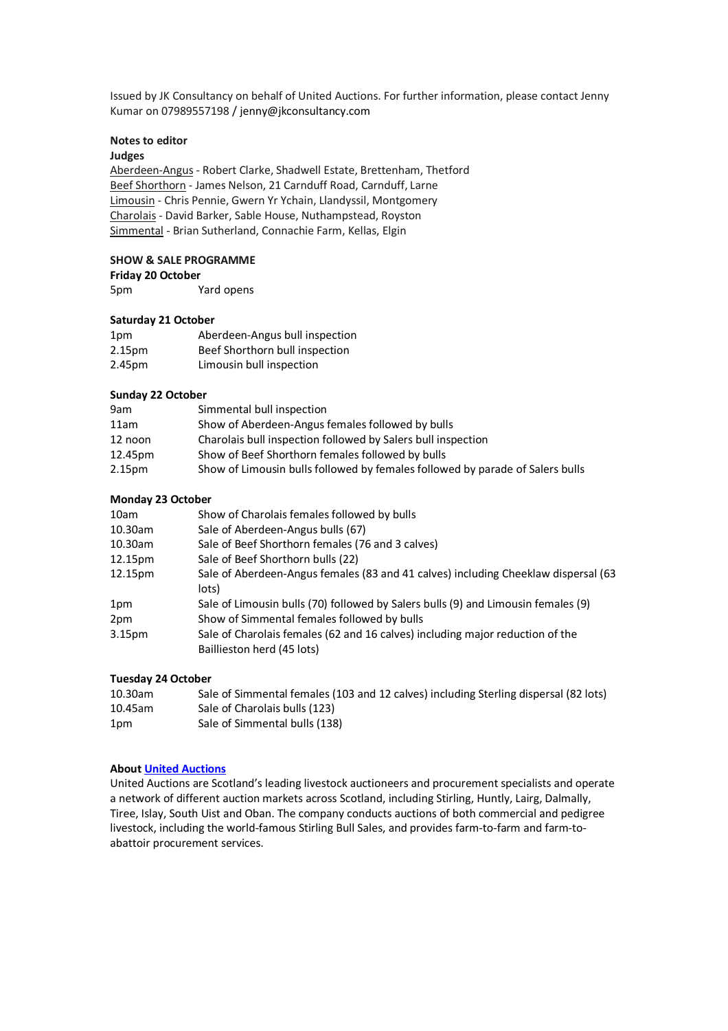Issued by JK Consultancy on behalf of United Auctions. For further information, please contact Jenny Kumar on 07989557198 / jenny@jkconsultancy.com

**Notes to editor**

**Judges**

Aberdeen-Angus - Robert Clarke, Shadwell Estate, Brettenham, Thetford
Beef Shorthorn - James Nelson, 21 Carnduff Road, Carnduff, Larne
Limousin - Chris Pennie, Gwern Yr Ychain, Llandyssil, Montgomery
Charolais - David Barker, Sable House, Nuthampstead, Royston
Simmental - Brian Sutherland, Connachie Farm, Kellas, Elgin

**SHOW & SALE PROGRAMME**

**Friday 20 October**

| | |
|---|---|
| 5pm | Yard opens |

**Saturday 21 October**

| | |
|---|---|
| 1pm | Aberdeen-Angus bull inspection |
| 2.15pm | Beef Shorthorn bull inspection |
| 2.45pm | Limousin bull inspection |

**Sunday 22 October**

| | |
|---|---|
| 9am | Simmental bull inspection |
| 11am | Show of Aberdeen-Angus females followed by bulls |
| 12 noon | Charolais bull inspection followed by Salers bull inspection |
| 12.45pm | Show of Beef Shorthorn females followed by bulls |
| 2.15pm | Show of Limousin bulls followed by females followed by parade of Salers bulls |

**Monday 23 October**

| | |
|---|---|
| 10am | Show of Charolais females followed by bulls |
| 10.30am | Sale of Aberdeen-Angus bulls (67) |
| 10.30am | Sale of Beef Shorthorn females (76 and 3 calves) |
| 12.15pm | Sale of Beef Shorthorn bulls (22) |
| 12.15pm | Sale of Aberdeen-Angus females (83 and 41 calves) including Cheeklaw dispersal (63 lots) |
| 1pm | Sale of Limousin bulls (70) followed by Salers bulls (9) and Limousin females (9) |
| 2pm | Show of Simmental females followed by bulls |
| 3.15pm | Sale of Charolais females (62 and 16 calves) including major reduction of the Baillieston herd (45 lots) |

**Tuesday 24 October**

| | |
|---|---|
| 10.30am | Sale of Simmental females (103 and 12 calves) including Sterling dispersal (82 lots) |
| 10.45am | Sale of Charolais bulls (123) |
| 1pm | Sale of Simmental bulls (138) |

**About United Auctions**

United Auctions are Scotland's leading livestock auctioneers and procurement specialists and operate a network of different auction markets across Scotland, including Stirling, Huntly, Lairg, Dalmally, Tiree, Islay, South Uist and Oban. The company conducts auctions of both commercial and pedigree livestock, including the world-famous Stirling Bull Sales, and provides farm-to-farm and farm-to-abattoir procurement services.